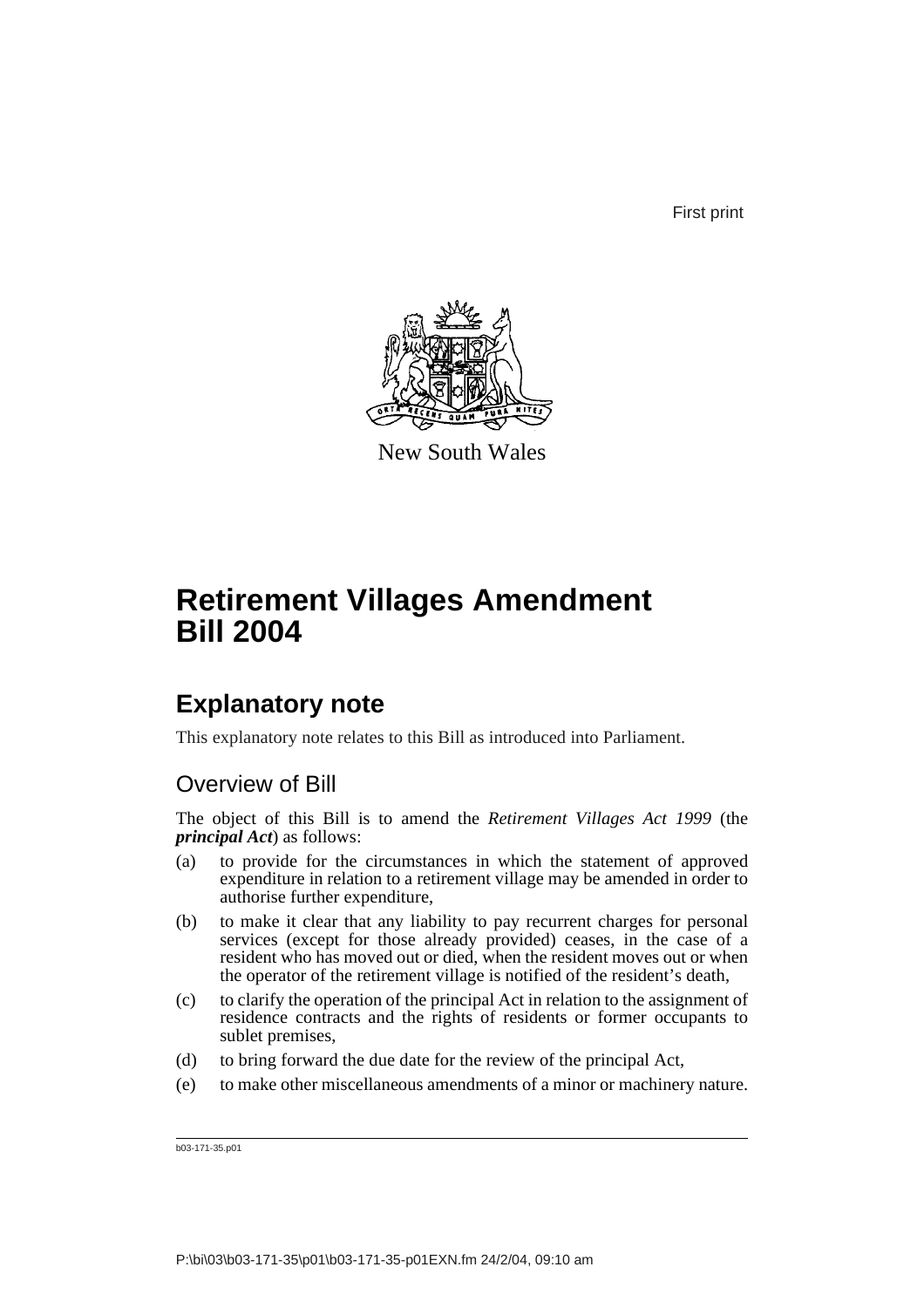First print

New South Wales

# Retirement Villages Amendment Bill 2004

## Explanatory note

This explanatory note relates to this Bill as introduced into Parliament.

### Overview of Bill

The object of this Bill is to amend the *Retirement Villages Act 1999* (the ***principal Act***) as follows:

(a) to provide for the circumstances in which the statement of approved expenditure in relation to a retirement village may be amended in order to authorise further expenditure,

(b) to make it clear that any liability to pay recurrent charges for personal services (except for those already provided) ceases, in the case of a resident who has moved out or died, when the resident moves out or when the operator of the retirement village is notified of the resident's death,

(c) to clarify the operation of the principal Act in relation to the assignment of residence contracts and the rights of residents or former occupants to sublet premises,

(d) to bring forward the due date for the review of the principal Act,

(e) to make other miscellaneous amendments of a minor or machinery nature.

b03-171-35.p01

P:\bi\03\b03-171-35\p01\b03-171-35-p01EXN.fm 24/2/04, 09:10 am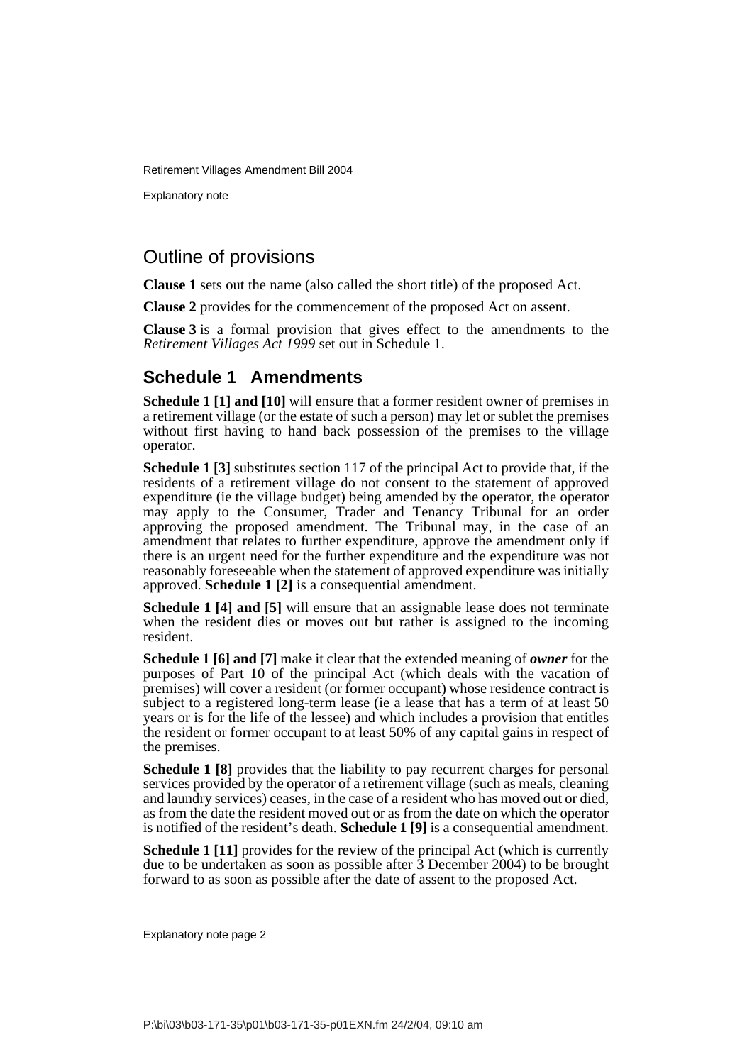## Outline of provisions

**Clause 1** sets out the name (also called the short title) of the proposed Act.

**Clause 2** provides for the commencement of the proposed Act on assent.

**Clause 3** is a formal provision that gives effect to the amendments to the *Retirement Villages Act 1999* set out in Schedule 1.

### Schedule 1 Amendments

**Schedule 1 [1] and [10]** will ensure that a former resident owner of premises in a retirement village (or the estate of such a person) may let or sublet the premises without first having to hand back possession of the premises to the village operator.

**Schedule 1 [3]** substitutes section 117 of the principal Act to provide that, if the residents of a retirement village do not consent to the statement of approved expenditure (ie the village budget) being amended by the operator, the operator may apply to the Consumer, Trader and Tenancy Tribunal for an order approving the proposed amendment. The Tribunal may, in the case of an amendment that relates to further expenditure, approve the amendment only if there is an urgent need for the further expenditure and the expenditure was not reasonably foreseeable when the statement of approved expenditure was initially approved. **Schedule 1 [2]** is a consequential amendment.

**Schedule 1 [4] and [5]** will ensure that an assignable lease does not terminate when the resident dies or moves out but rather is assigned to the incoming resident.

**Schedule 1 [6] and [7]** make it clear that the extended meaning of ***owner*** for the purposes of Part 10 of the principal Act (which deals with the vacation of premises) will cover a resident (or former occupant) whose residence contract is subject to a registered long-term lease (ie a lease that has a term of at least 50 years or is for the life of the lessee) and which includes a provision that entitles the resident or former occupant to at least 50% of any capital gains in respect of the premises.

**Schedule 1 [8]** provides that the liability to pay recurrent charges for personal services provided by the operator of a retirement village (such as meals, cleaning and laundry services) ceases, in the case of a resident who has moved out or died, as from the date the resident moved out or as from the date on which the operator is notified of the resident's death. **Schedule 1 [9]** is a consequential amendment.

**Schedule 1 [11]** provides for the review of the principal Act (which is currently due to be undertaken as soon as possible after 3 December 2004) to be brought forward to as soon as possible after the date of assent to the proposed Act.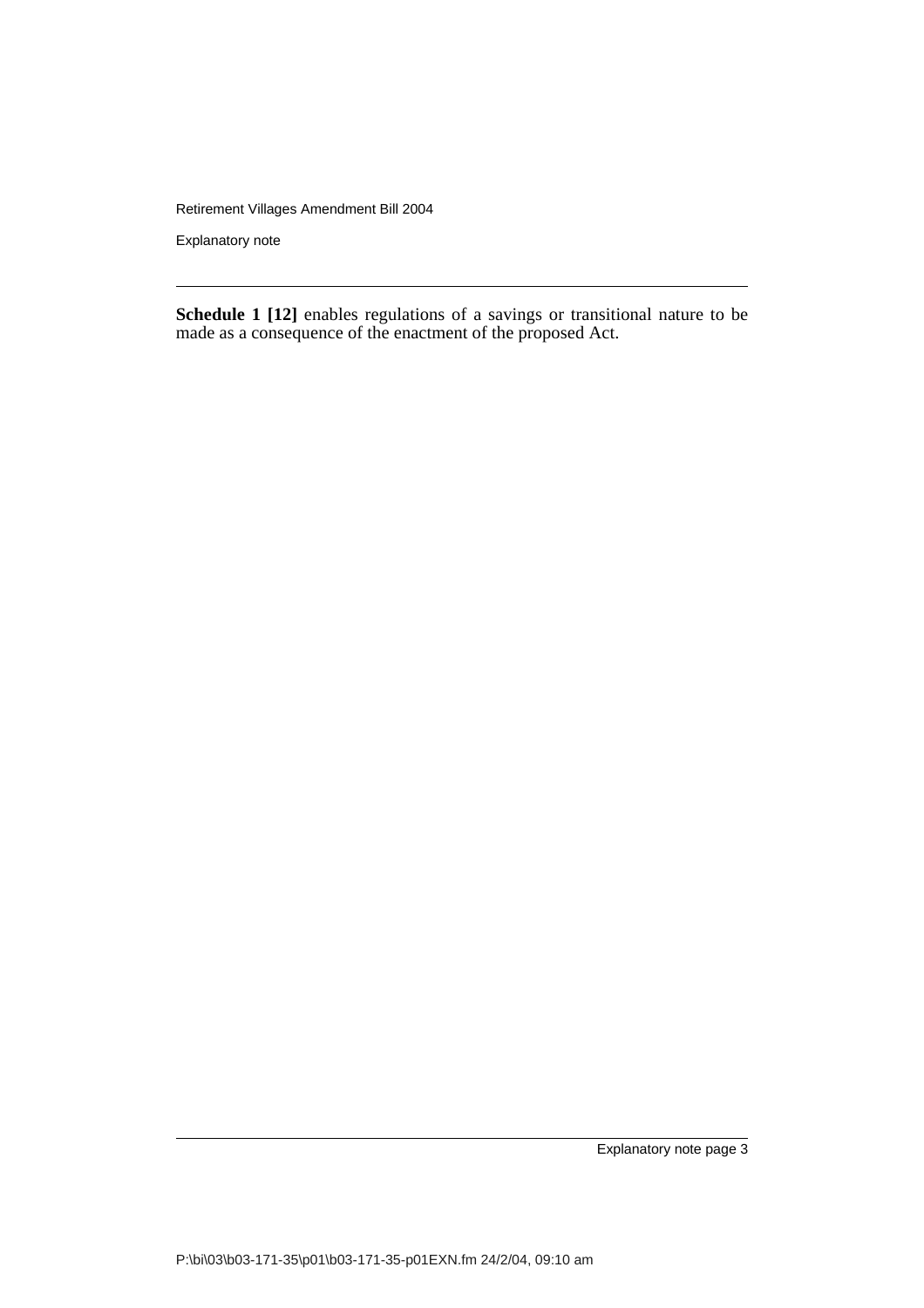**Schedule 1 [12]** enables regulations of a savings or transitional nature to be made as a consequence of the enactment of the proposed Act.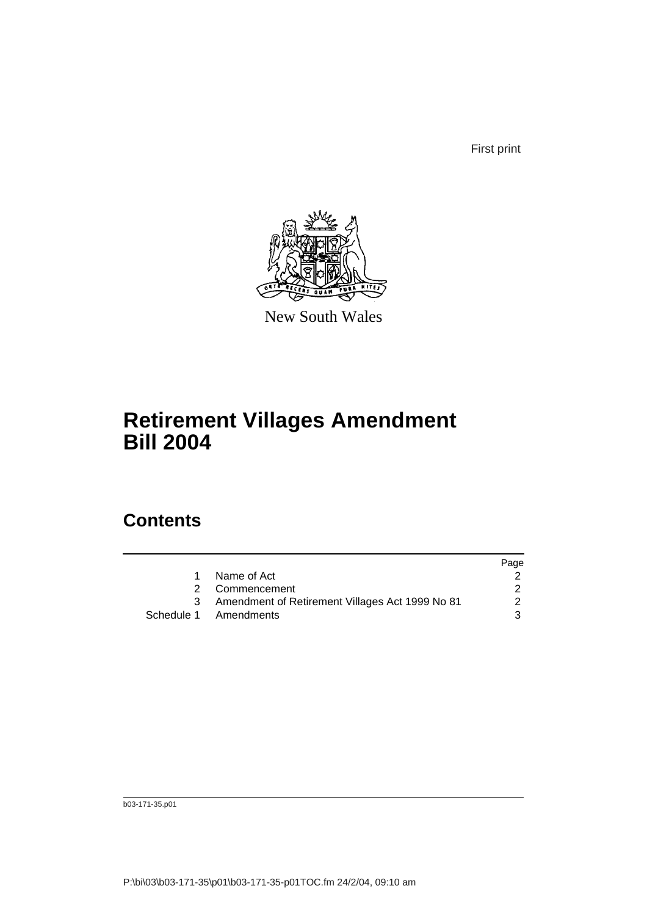First print

New South Wales

# Retirement Villages Amendment Bill 2004

## Contents

| | | Page |
|---|---|---|
| 1 | Name of Act | 2 |
| 2 | Commencement | 2 |
| 3 | Amendment of Retirement Villages Act 1999 No 81 | 2 |
| Schedule 1 | Amendments | 3 |

b03-171-35.p01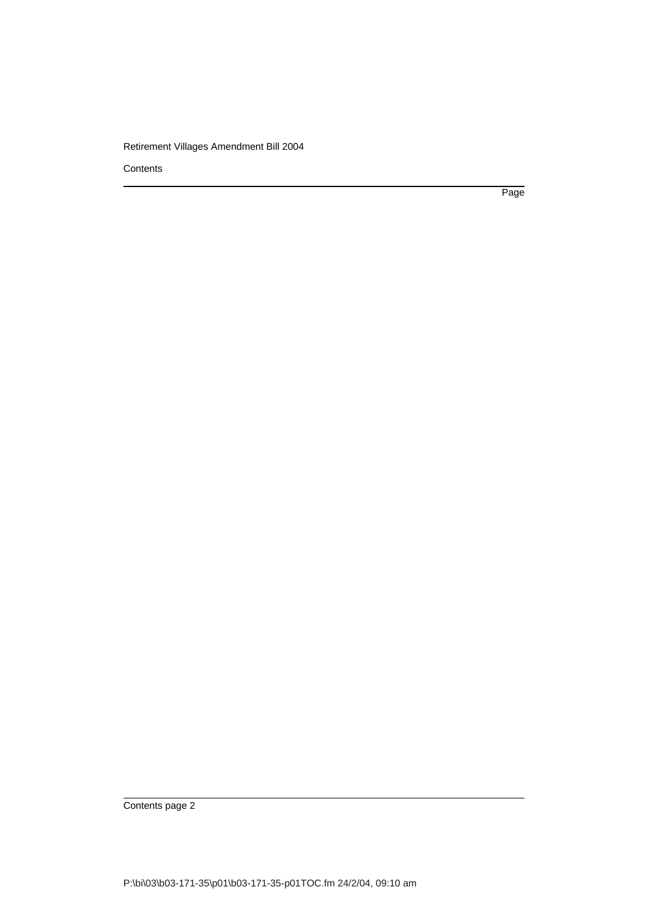Contents

Page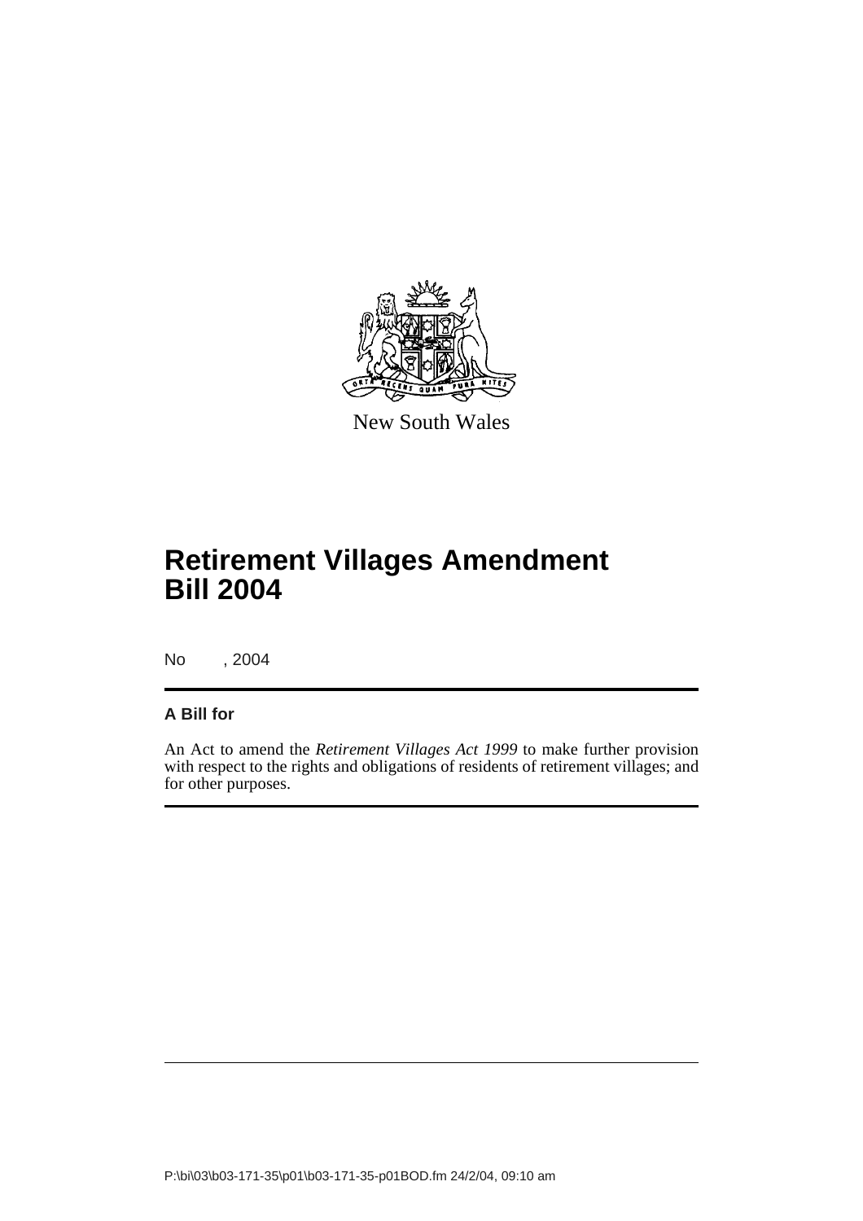New South Wales

# Retirement Villages Amendment Bill 2004

No , 2004

**A Bill for**

An Act to amend the *Retirement Villages Act 1999* to make further provision with respect to the rights and obligations of residents of retirement villages; and for other purposes.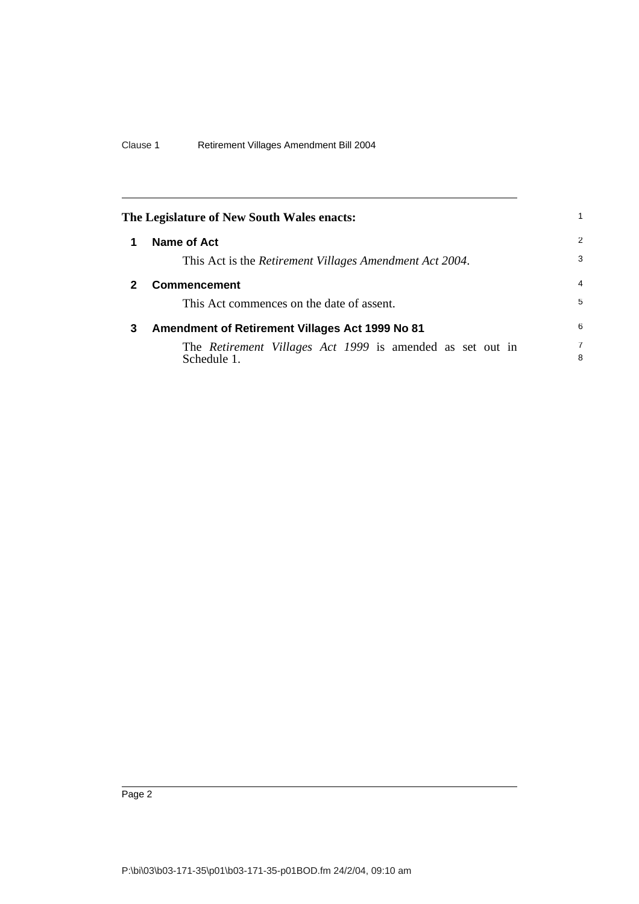The Legislature of New South Wales enacts:

## 1 Name of Act

This Act is the *Retirement Villages Amendment Act 2004*.

## 2 Commencement

This Act commences on the date of assent.

## 3 Amendment of Retirement Villages Act 1999 No 81

The *Retirement Villages Act 1999* is amended as set out in Schedule 1.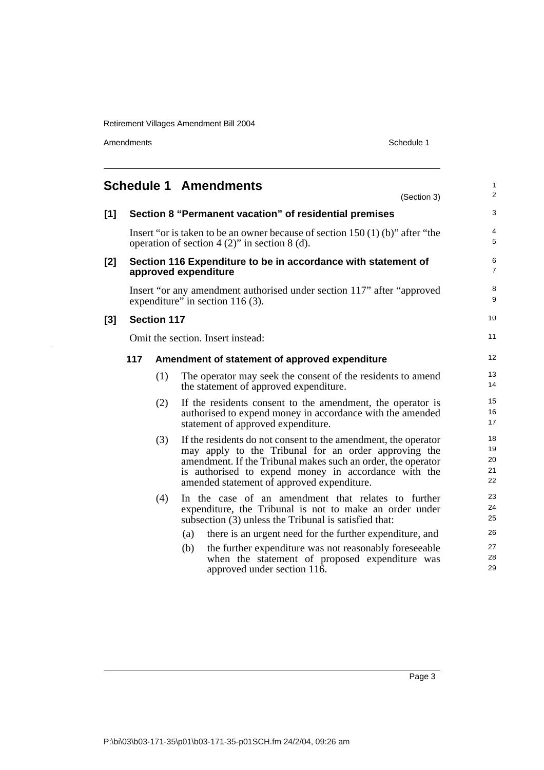## Schedule 1 Amendments

(Section 3)

### [1] Section 8 "Permanent vacation" of residential premises

Insert "or is taken to be an owner because of section 150 (1) (b)" after "the operation of section 4 (2)" in section 8 (d).

### [2] Section 116 Expenditure to be in accordance with statement of approved expenditure

Insert "or any amendment authorised under section 117" after "approved expenditure" in section 116 (3).

### [3] Section 117

Omit the section. Insert instead:

#### 117 Amendment of statement of approved expenditure

(1) The operator may seek the consent of the residents to amend the statement of approved expenditure.

(2) If the residents consent to the amendment, the operator is authorised to expend money in accordance with the amended statement of approved expenditure.

(3) If the residents do not consent to the amendment, the operator may apply to the Tribunal for an order approving the amendment. If the Tribunal makes such an order, the operator is authorised to expend money in accordance with the amended statement of approved expenditure.

(4) In the case of an amendment that relates to further expenditure, the Tribunal is not to make an order under subsection (3) unless the Tribunal is satisfied that:

(a) there is an urgent need for the further expenditure, and

(b) the further expenditure was not reasonably foreseeable when the statement of proposed expenditure was approved under section 116.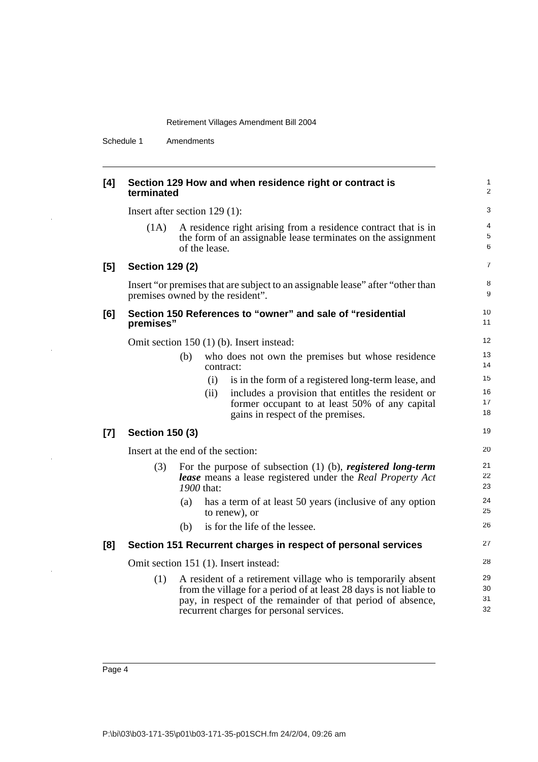**[4] Section 129 How and when residence right or contract is terminated**

Insert after section 129 (1):

(1A) A residence right arising from a residence contract that is in the form of an assignable lease terminates on the assignment of the lease.

**[5] Section 129 (2)**

Insert "or premises that are subject to an assignable lease" after "other than premises owned by the resident".

**[6] Section 150 References to "owner" and sale of "residential premises"**

Omit section 150 (1) (b). Insert instead:

(b) who does not own the premises but whose residence contract:

(i) is in the form of a registered long-term lease, and

(ii) includes a provision that entitles the resident or former occupant to at least 50% of any capital gains in respect of the premises.

**[7] Section 150 (3)**

Insert at the end of the section:

(3) For the purpose of subsection (1) (b), ***registered long-term lease*** means a lease registered under the *Real Property Act 1900* that:

(a) has a term of at least 50 years (inclusive of any option to renew), or

(b) is for the life of the lessee.

**[8] Section 151 Recurrent charges in respect of personal services**

Omit section 151 (1). Insert instead:

(1) A resident of a retirement village who is temporarily absent from the village for a period of at least 28 days is not liable to pay, in respect of the remainder of that period of absence, recurrent charges for personal services.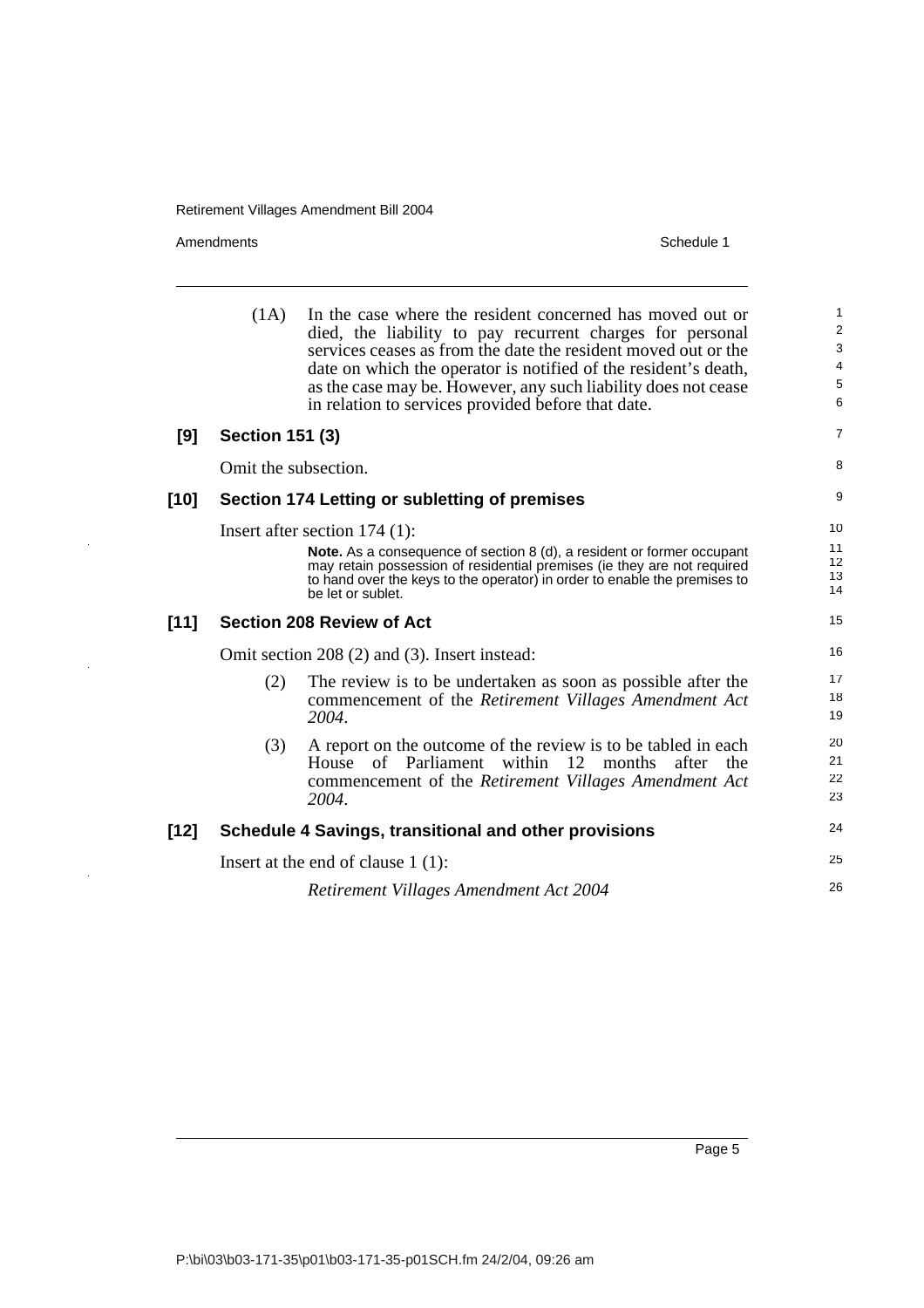(1A) In the case where the resident concerned has moved out or died, the liability to pay recurrent charges for personal services ceases as from the date the resident moved out or the date on which the operator is notified of the resident's death, as the case may be. However, any such liability does not cease in relation to services provided before that date.

### [9] Section 151 (3)

Omit the subsection.

### [10] Section 174 Letting or subletting of premises

Insert after section 174 (1):

**Note.** As a consequence of section 8 (d), a resident or former occupant may retain possession of residential premises (ie they are not required to hand over the keys to the operator) in order to enable the premises to be let or sublet.

### [11] Section 208 Review of Act

Omit section 208 (2) and (3). Insert instead:

(2) The review is to be undertaken as soon as possible after the commencement of the *Retirement Villages Amendment Act 2004*.

(3) A report on the outcome of the review is to be tabled in each House of Parliament within 12 months after the commencement of the *Retirement Villages Amendment Act 2004*.

### [12] Schedule 4 Savings, transitional and other provisions

Insert at the end of clause 1 (1):

*Retirement Villages Amendment Act 2004*